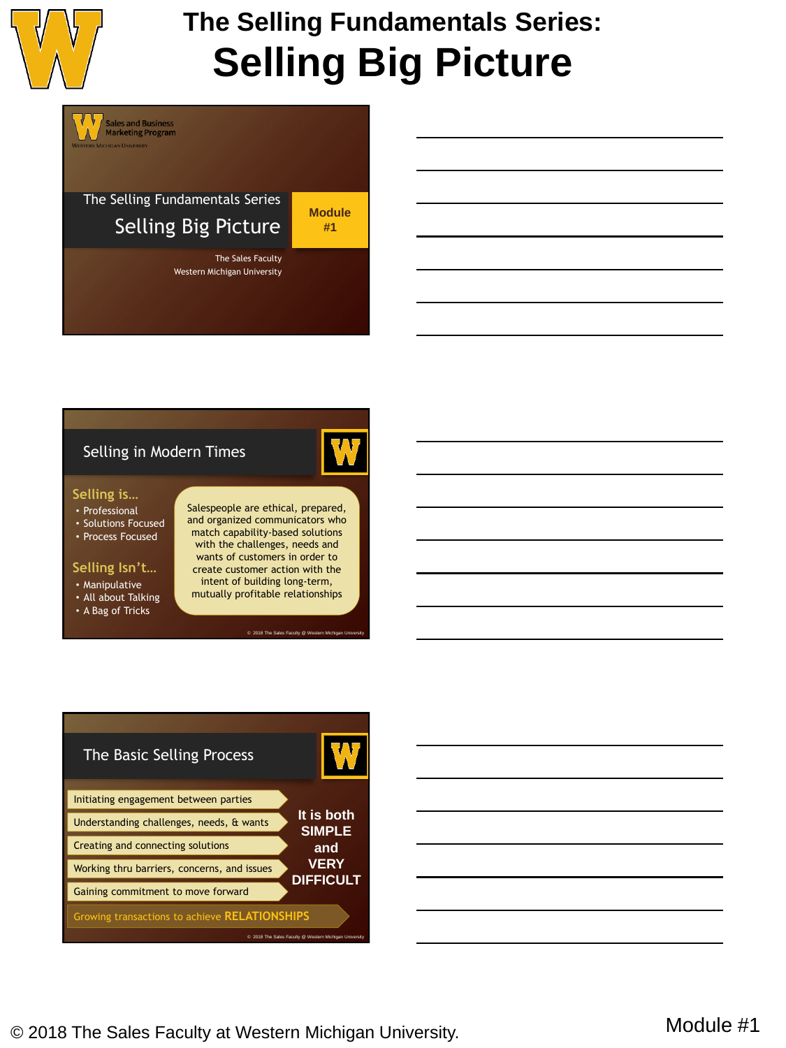# The Selling Fundamentals Series: Selling Big Picture

Sales and Business Marketing Program
Western Michigan University

The Selling Fundamentals Series

## Selling Big Picture

Module #1

The Sales Faculty
Western Michigan University

## Selling in Modern Times

**Selling is…**

- Professional
- Solutions Focused
- Process Focused

**Selling Isn't…**

- Manipulative
- All about Talking
- A Bag of Tricks

Salespeople are ethical, prepared, and organized communicators who match capability-based solutions with the challenges, needs and wants of customers in order to create customer action with the intent of building long-term, mutually profitable relationships

© 2018 The Sales Faculty @ Western Michigan University

## The Basic Selling Process

- Initiating engagement between parties
- Understanding challenges, needs, & wants
- Creating and connecting solutions
- Working thru barriers, concerns, and issues
- Gaining commitment to move forward
- Growing transactions to achieve RELATIONSHIPS

**It is both SIMPLE and VERY DIFFICULT**

© 2018 The Sales Faculty @ Western Michigan University

© 2018 The Sales Faculty at Western Michigan University.

Module #1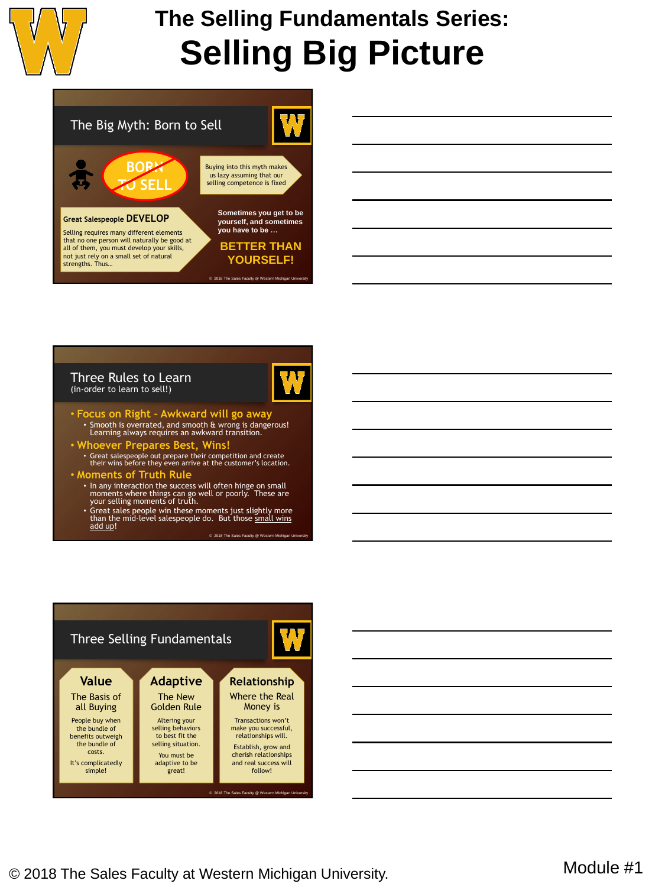# The Selling Fundamentals Series:
# Selling Big Picture

## The Big Myth: Born to Sell

BORN TO SELL

Buying into this myth makes us lazy assuming that our selling competence is fixed

**Great Salespeople DEVELOP**

Selling requires many different elements that no one person will naturally be good at all of them, you must develop your skills, not just rely on a small set of natural strengths. Thus…

**Sometimes you get to be yourself, and sometimes you have to be …**

**BETTER THAN YOURSELF!**

© 2018 The Sales Faculty @ Western Michigan University

## Three Rules to Learn
(in-order to learn to sell!)

- **Focus on Right - Awkward will go away**
  - Smooth is overrated, and smooth & wrong is dangerous! Learning always requires an awkward transition.
- **Whoever Prepares Best, Wins!**
  - Great salespeople out prepare their competition and create their wins before they even arrive at the customer's location.
- **Moments of Truth Rule**
  - In any interaction the success will often hinge on small moments where things can go well or poorly. These are your selling moments of truth.
  - Great sales people win these moments just slightly more than the mid-level salespeople do. But those small wins add up!

© 2018 The Sales Faculty @ Western Michigan University

## Three Selling Fundamentals

**Value**
The Basis of all Buying

People buy when the bundle of benefits outweigh the bundle of costs.

It's complicatedly simple!

**Adaptive**
The New Golden Rule

Altering your selling behaviors to best fit the selling situation.

You must be adaptive to be great!

**Relationship**
Where the Real Money is

Transactions won't make you successful, relationships will.

Establish, grow and cherish relationships and real success will follow!

© 2018 The Sales Faculty @ Western Michigan University

© 2018 The Sales Faculty at Western Michigan University.

Module #1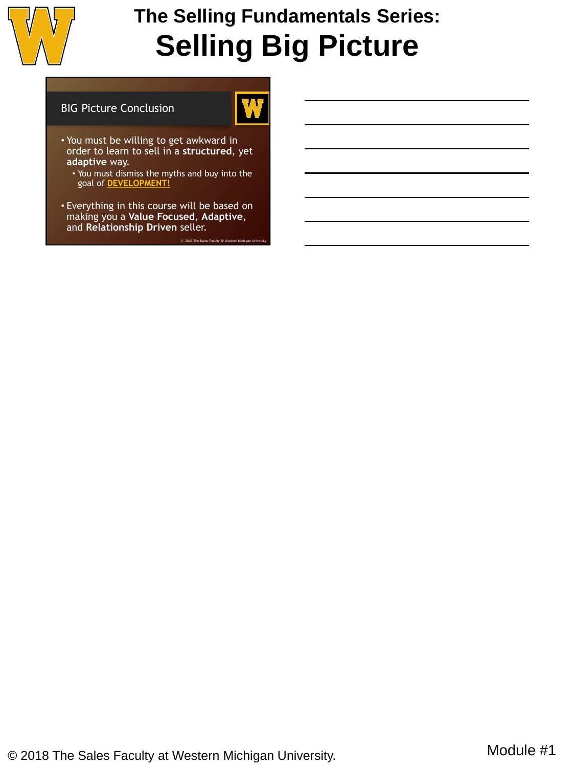# The Selling Fundamentals Series:
# Selling Big Picture

## BIG Picture Conclusion

- You must be willing to get awkward in order to learn to sell in a **structured**, yet **adaptive** way.
  - You must dismiss the myths and buy into the goal of **DEVELOPMENT!**
- Everything in this course will be based on making you a **Value Focused**, **Adaptive**, and **Relationship Driven** seller.

© 2018 The Sales Faculty @ Western Michigan University

______________________________________

______________________________________

______________________________________

______________________________________

______________________________________

______________________________________

______________________________________

© 2018 The Sales Faculty at Western Michigan University.

Module #1